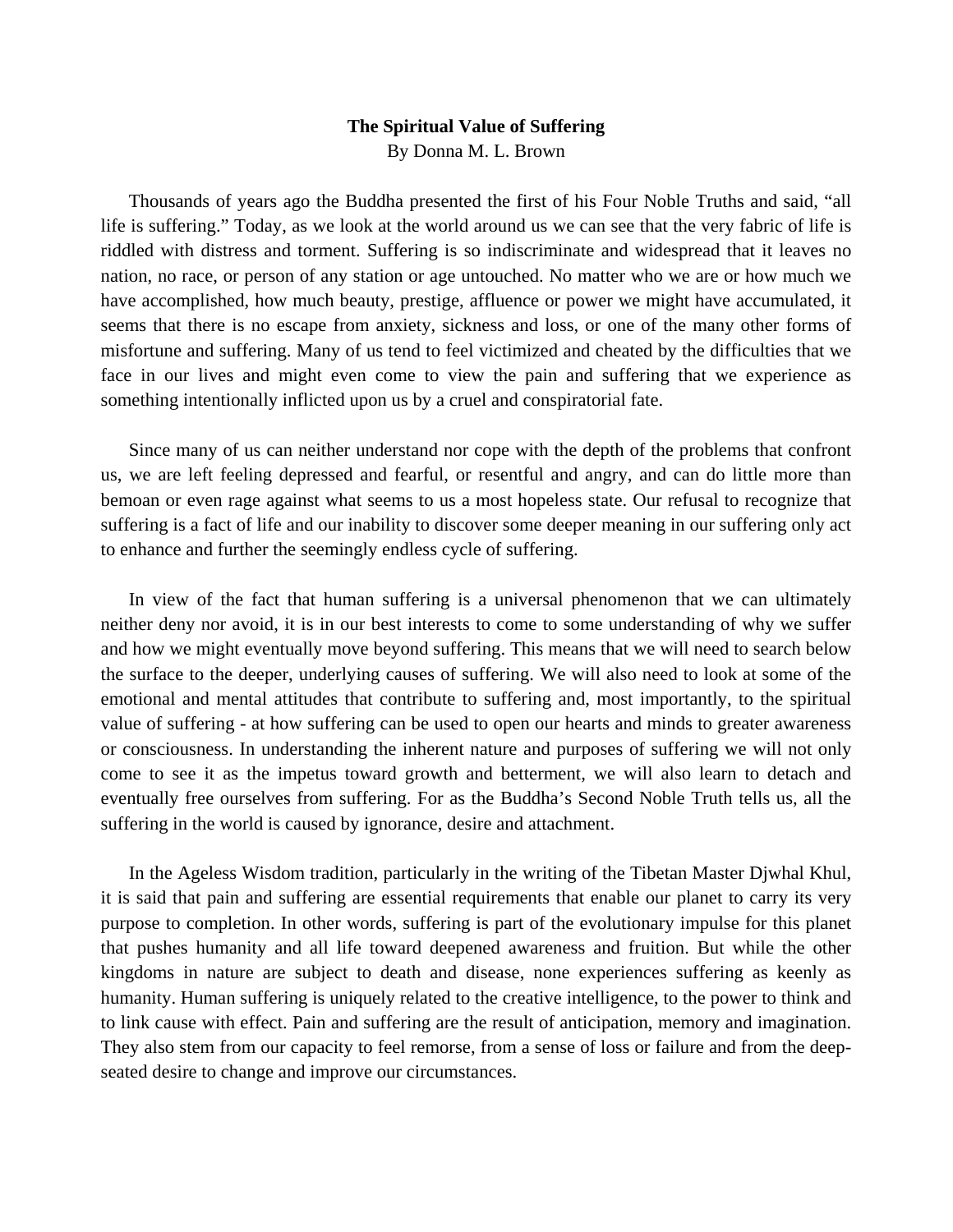# The Spiritual Value of Suffering

By Donna M. L. Brown

Thousands of years ago the Buddha presented the first of his Four Noble Truths and said, “all life is suffering.” Today, as we look at the world around us we can see that the very fabric of life is riddled with distress and torment. Suffering is so indiscriminate and widespread that it leaves no nation, no race, or person of any station or age untouched. No matter who we are or how much we have accomplished, how much beauty, prestige, affluence or power we might have accumulated, it seems that there is no escape from anxiety, sickness and loss, or one of the many other forms of misfortune and suffering. Many of us tend to feel victimized and cheated by the difficulties that we face in our lives and might even come to view the pain and suffering that we experience as something intentionally inflicted upon us by a cruel and conspiratorial fate.

Since many of us can neither understand nor cope with the depth of the problems that confront us, we are left feeling depressed and fearful, or resentful and angry, and can do little more than bemoan or even rage against what seems to us a most hopeless state. Our refusal to recognize that suffering is a fact of life and our inability to discover some deeper meaning in our suffering only act to enhance and further the seemingly endless cycle of suffering.

In view of the fact that human suffering is a universal phenomenon that we can ultimately neither deny nor avoid, it is in our best interests to come to some understanding of why we suffer and how we might eventually move beyond suffering. This means that we will need to search below the surface to the deeper, underlying causes of suffering. We will also need to look at some of the emotional and mental attitudes that contribute to suffering and, most importantly, to the spiritual value of suffering - at how suffering can be used to open our hearts and minds to greater awareness or consciousness. In understanding the inherent nature and purposes of suffering we will not only come to see it as the impetus toward growth and betterment, we will also learn to detach and eventually free ourselves from suffering. For as the Buddha’s Second Noble Truth tells us, all the suffering in the world is caused by ignorance, desire and attachment.

In the Ageless Wisdom tradition, particularly in the writing of the Tibetan Master Djwhal Khul, it is said that pain and suffering are essential requirements that enable our planet to carry its very purpose to completion. In other words, suffering is part of the evolutionary impulse for this planet that pushes humanity and all life toward deepened awareness and fruition. But while the other kingdoms in nature are subject to death and disease, none experiences suffering as keenly as humanity. Human suffering is uniquely related to the creative intelligence, to the power to think and to link cause with effect. Pain and suffering are the result of anticipation, memory and imagination. They also stem from our capacity to feel remorse, from a sense of loss or failure and from the deep-seated desire to change and improve our circumstances.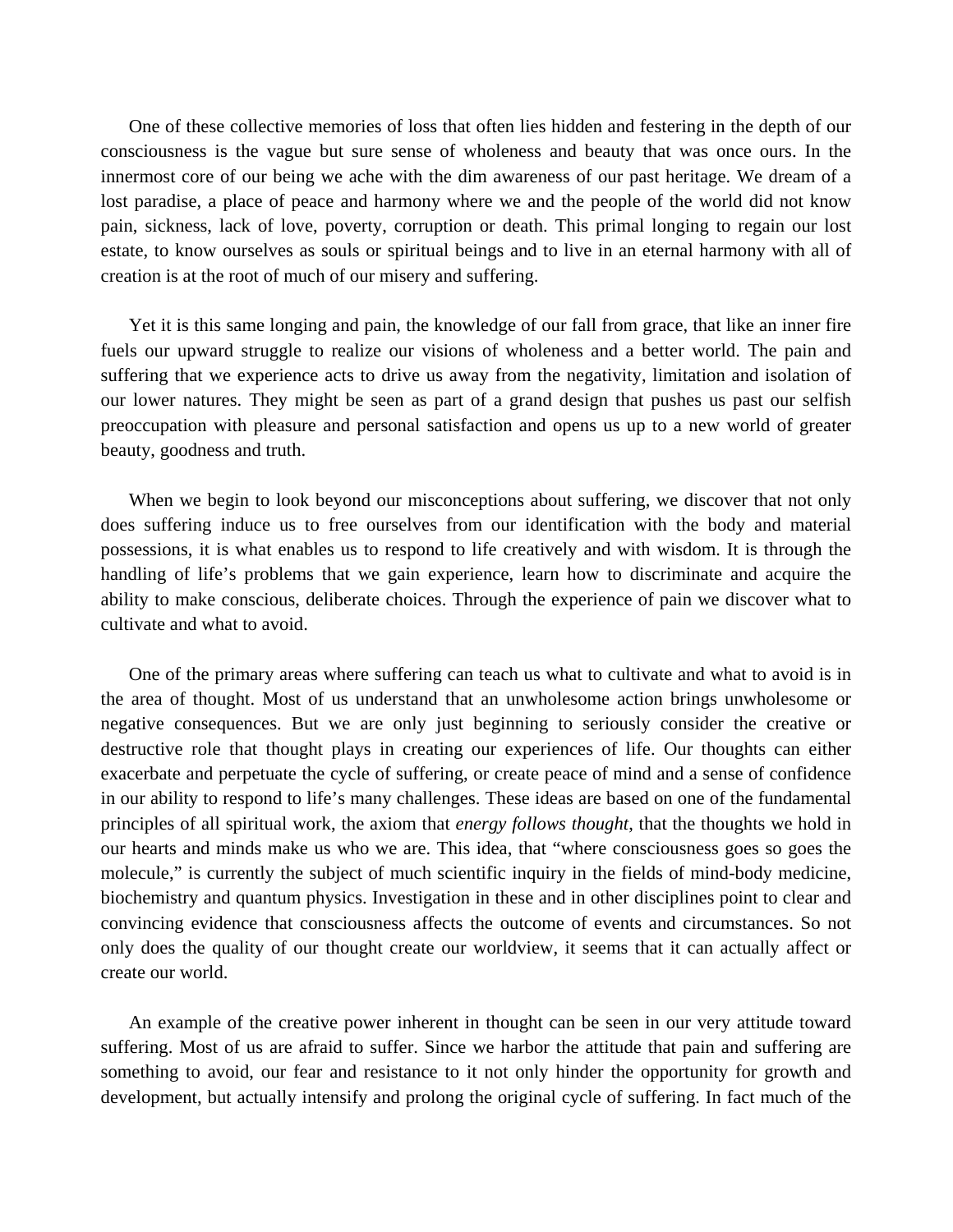One of these collective memories of loss that often lies hidden and festering in the depth of our consciousness is the vague but sure sense of wholeness and beauty that was once ours. In the innermost core of our being we ache with the dim awareness of our past heritage. We dream of a lost paradise, a place of peace and harmony where we and the people of the world did not know pain, sickness, lack of love, poverty, corruption or death. This primal longing to regain our lost estate, to know ourselves as souls or spiritual beings and to live in an eternal harmony with all of creation is at the root of much of our misery and suffering.

Yet it is this same longing and pain, the knowledge of our fall from grace, that like an inner fire fuels our upward struggle to realize our visions of wholeness and a better world. The pain and suffering that we experience acts to drive us away from the negativity, limitation and isolation of our lower natures. They might be seen as part of a grand design that pushes us past our selfish preoccupation with pleasure and personal satisfaction and opens us up to a new world of greater beauty, goodness and truth.

When we begin to look beyond our misconceptions about suffering, we discover that not only does suffering induce us to free ourselves from our identification with the body and material possessions, it is what enables us to respond to life creatively and with wisdom. It is through the handling of life's problems that we gain experience, learn how to discriminate and acquire the ability to make conscious, deliberate choices. Through the experience of pain we discover what to cultivate and what to avoid.

One of the primary areas where suffering can teach us what to cultivate and what to avoid is in the area of thought. Most of us understand that an unwholesome action brings unwholesome or negative consequences. But we are only just beginning to seriously consider the creative or destructive role that thought plays in creating our experiences of life. Our thoughts can either exacerbate and perpetuate the cycle of suffering, or create peace of mind and a sense of confidence in our ability to respond to life's many challenges. These ideas are based on one of the fundamental principles of all spiritual work, the axiom that *energy follows thought*, that the thoughts we hold in our hearts and minds make us who we are. This idea, that "where consciousness goes so goes the molecule," is currently the subject of much scientific inquiry in the fields of mind-body medicine, biochemistry and quantum physics. Investigation in these and in other disciplines point to clear and convincing evidence that consciousness affects the outcome of events and circumstances. So not only does the quality of our thought create our worldview, it seems that it can actually affect or create our world.

An example of the creative power inherent in thought can be seen in our very attitude toward suffering. Most of us are afraid to suffer. Since we harbor the attitude that pain and suffering are something to avoid, our fear and resistance to it not only hinder the opportunity for growth and development, but actually intensify and prolong the original cycle of suffering. In fact much of the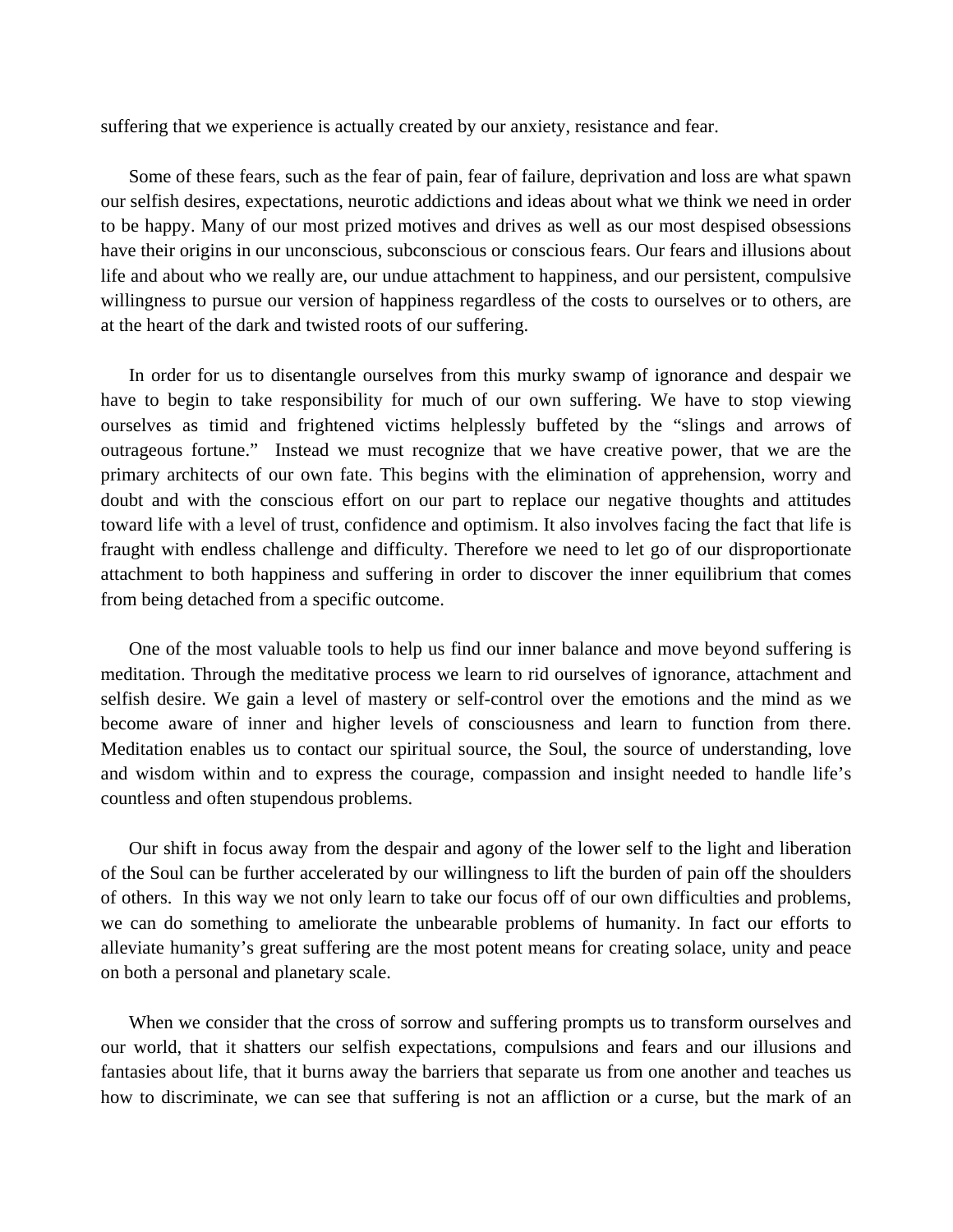suffering that we experience is actually created by our anxiety, resistance and fear.

Some of these fears, such as the fear of pain, fear of failure, deprivation and loss are what spawn our selfish desires, expectations, neurotic addictions and ideas about what we think we need in order to be happy. Many of our most prized motives and drives as well as our most despised obsessions have their origins in our unconscious, subconscious or conscious fears. Our fears and illusions about life and about who we really are, our undue attachment to happiness, and our persistent, compulsive willingness to pursue our version of happiness regardless of the costs to ourselves or to others, are at the heart of the dark and twisted roots of our suffering.

In order for us to disentangle ourselves from this murky swamp of ignorance and despair we have to begin to take responsibility for much of our own suffering. We have to stop viewing ourselves as timid and frightened victims helplessly buffeted by the "slings and arrows of outrageous fortune." Instead we must recognize that we have creative power, that we are the primary architects of our own fate. This begins with the elimination of apprehension, worry and doubt and with the conscious effort on our part to replace our negative thoughts and attitudes toward life with a level of trust, confidence and optimism. It also involves facing the fact that life is fraught with endless challenge and difficulty. Therefore we need to let go of our disproportionate attachment to both happiness and suffering in order to discover the inner equilibrium that comes from being detached from a specific outcome.

One of the most valuable tools to help us find our inner balance and move beyond suffering is meditation. Through the meditative process we learn to rid ourselves of ignorance, attachment and selfish desire. We gain a level of mastery or self-control over the emotions and the mind as we become aware of inner and higher levels of consciousness and learn to function from there. Meditation enables us to contact our spiritual source, the Soul, the source of understanding, love and wisdom within and to express the courage, compassion and insight needed to handle life's countless and often stupendous problems.

Our shift in focus away from the despair and agony of the lower self to the light and liberation of the Soul can be further accelerated by our willingness to lift the burden of pain off the shoulders of others. In this way we not only learn to take our focus off of our own difficulties and problems, we can do something to ameliorate the unbearable problems of humanity. In fact our efforts to alleviate humanity's great suffering are the most potent means for creating solace, unity and peace on both a personal and planetary scale.

When we consider that the cross of sorrow and suffering prompts us to transform ourselves and our world, that it shatters our selfish expectations, compulsions and fears and our illusions and fantasies about life, that it burns away the barriers that separate us from one another and teaches us how to discriminate, we can see that suffering is not an affliction or a curse, but the mark of an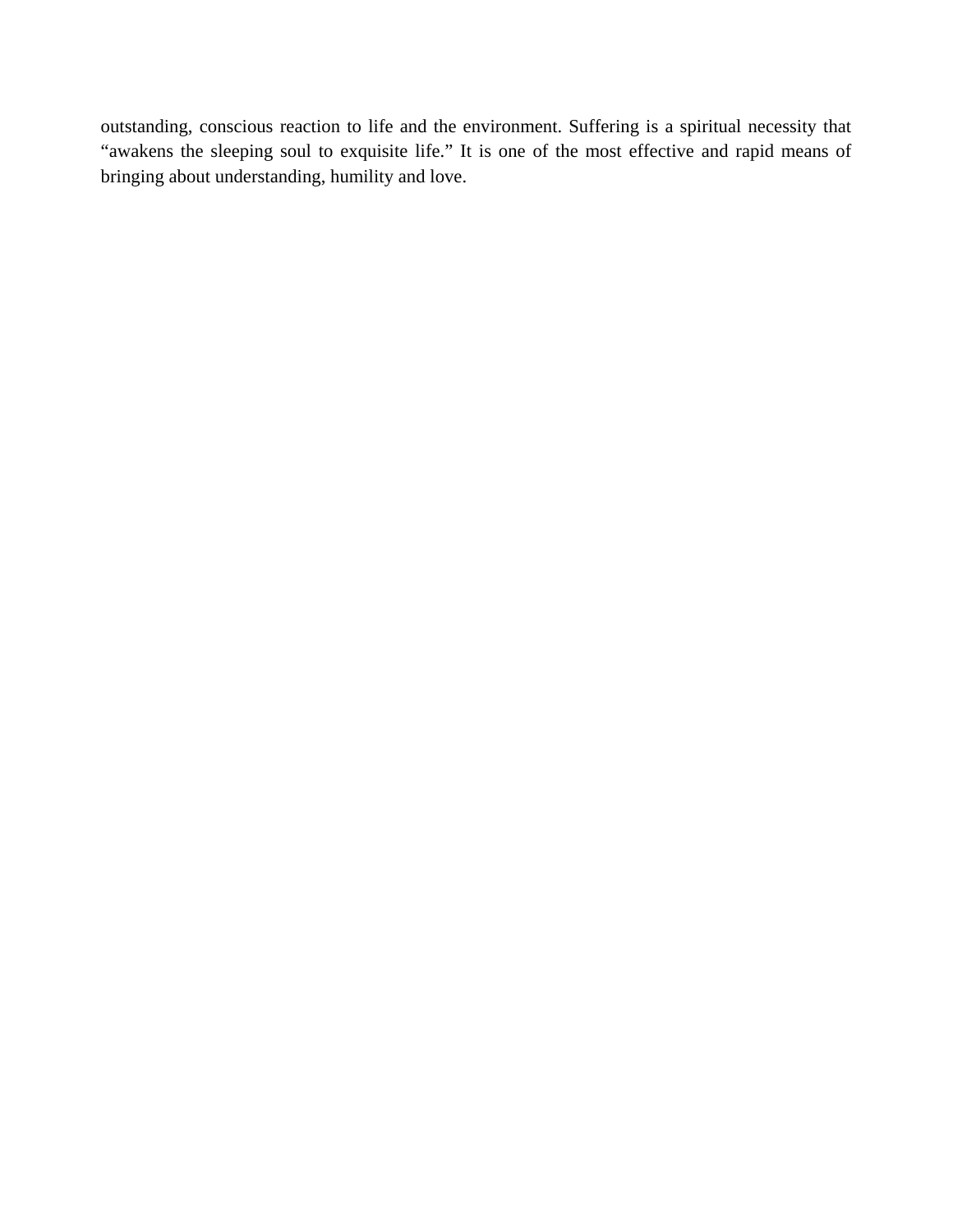outstanding, conscious reaction to life and the environment. Suffering is a spiritual necessity that "awakens the sleeping soul to exquisite life." It is one of the most effective and rapid means of bringing about understanding, humility and love.